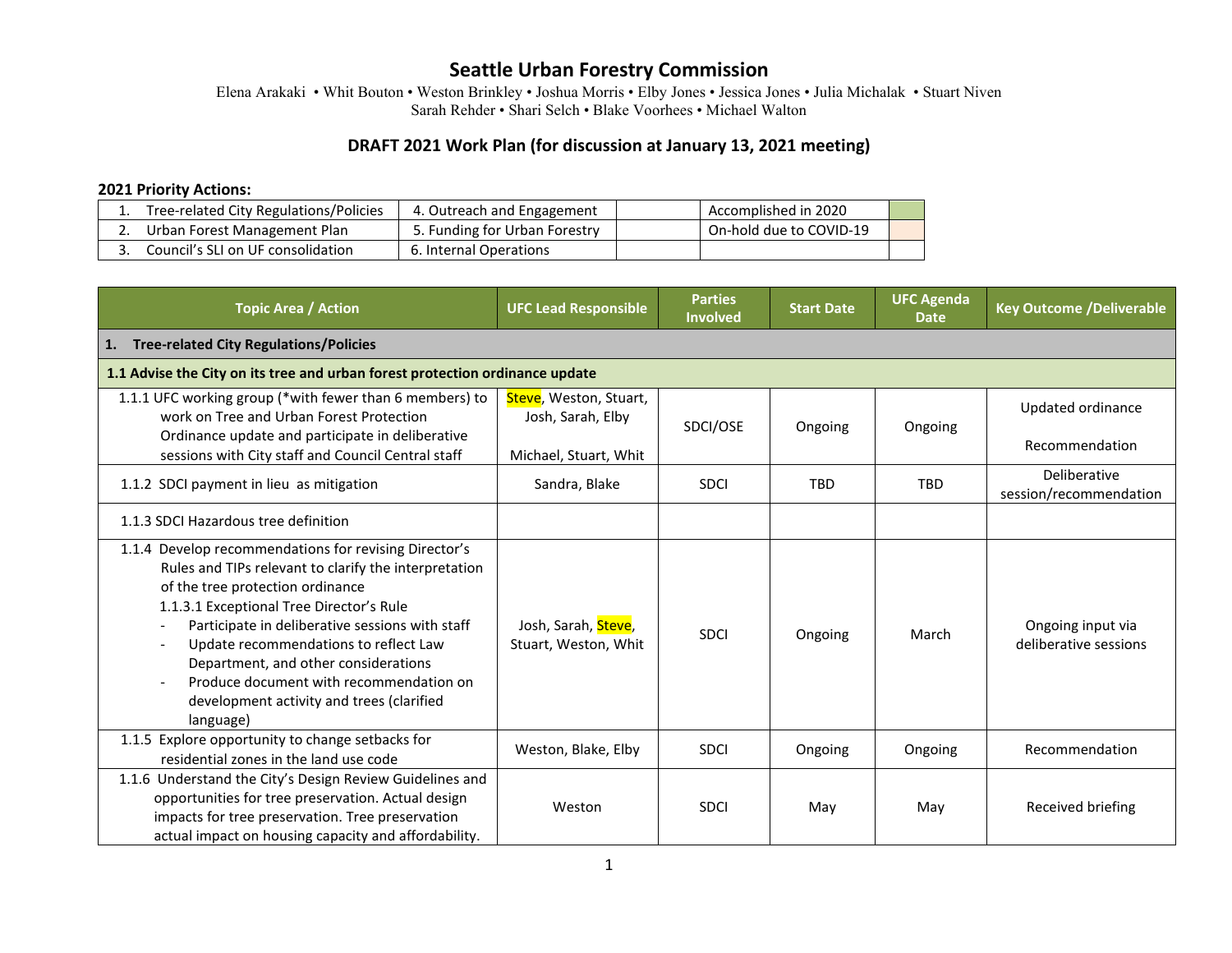# Seattle Urban Forestry Commission

Elena Arakaki • Whit Bouton • Weston Brinkley • Joshua Morris • Elby Jones • Jessica Jones • Julia Michalak • Stuart Niven
Sarah Rehder • Shari Selch • Blake Voorhees • Michael Walton

## DRAFT 2021 Work Plan (for discussion at January 13, 2021 meeting)

**2021 Priority Actions:**

| | | | | |
|---|---|---|---|---|
| 1. Tree-related City Regulations/Policies | 4. Outreach and Engagement | | Accomplished in 2020 | |
| 2. Urban Forest Management Plan | 5. Funding for Urban Forestry | | On-hold due to COVID-19 | |
| 3. Council's SLI on UF consolidation | 6. Internal Operations | | | |

| Topic Area / Action | UFC Lead Responsible | Parties Involved | Start Date | UFC Agenda Date | Key Outcome /Deliverable |
|---|---|---|---|---|---|
| **1. Tree-related City Regulations/Policies** | | | | | |
| **1.1 Advise the City on its tree and urban forest protection ordinance update** | | | | | |
| 1.1.1 UFC working group (*with fewer than 6 members) to work on Tree and Urban Forest Protection Ordinance update and participate in deliberative sessions with City staff and Council Central staff | Steve, Weston, Stuart, Josh, Sarah, Elby<br><br>Michael, Stuart, Whit | SDCI/OSE | Ongoing | Ongoing | Updated ordinance<br><br>Recommendation |
| 1.1.2 SDCI payment in lieu as mitigation | Sandra, Blake | SDCI | TBD | TBD | Deliberative session/recommendation |
| 1.1.3 SDCI Hazardous tree definition | | | | | |
| 1.1.4 Develop recommendations for revising Director's Rules and TIPs relevant to clarify the interpretation of the tree protection ordinance<br>1.1.3.1 Exceptional Tree Director's Rule<br>- Participate in deliberative sessions with staff<br>- Update recommendations to reflect Law Department, and other considerations<br>- Produce document with recommendation on development activity and trees (clarified language) | Josh, Sarah, Steve, Stuart, Weston, Whit | SDCI | Ongoing | March | Ongoing input via deliberative sessions |
| 1.1.5 Explore opportunity to change setbacks for residential zones in the land use code | Weston, Blake, Elby | SDCI | Ongoing | Ongoing | Recommendation |
| 1.1.6 Understand the City's Design Review Guidelines and opportunities for tree preservation. Actual design impacts for tree preservation. Tree preservation actual impact on housing capacity and affordability. | Weston | SDCI | May | May | Received briefing |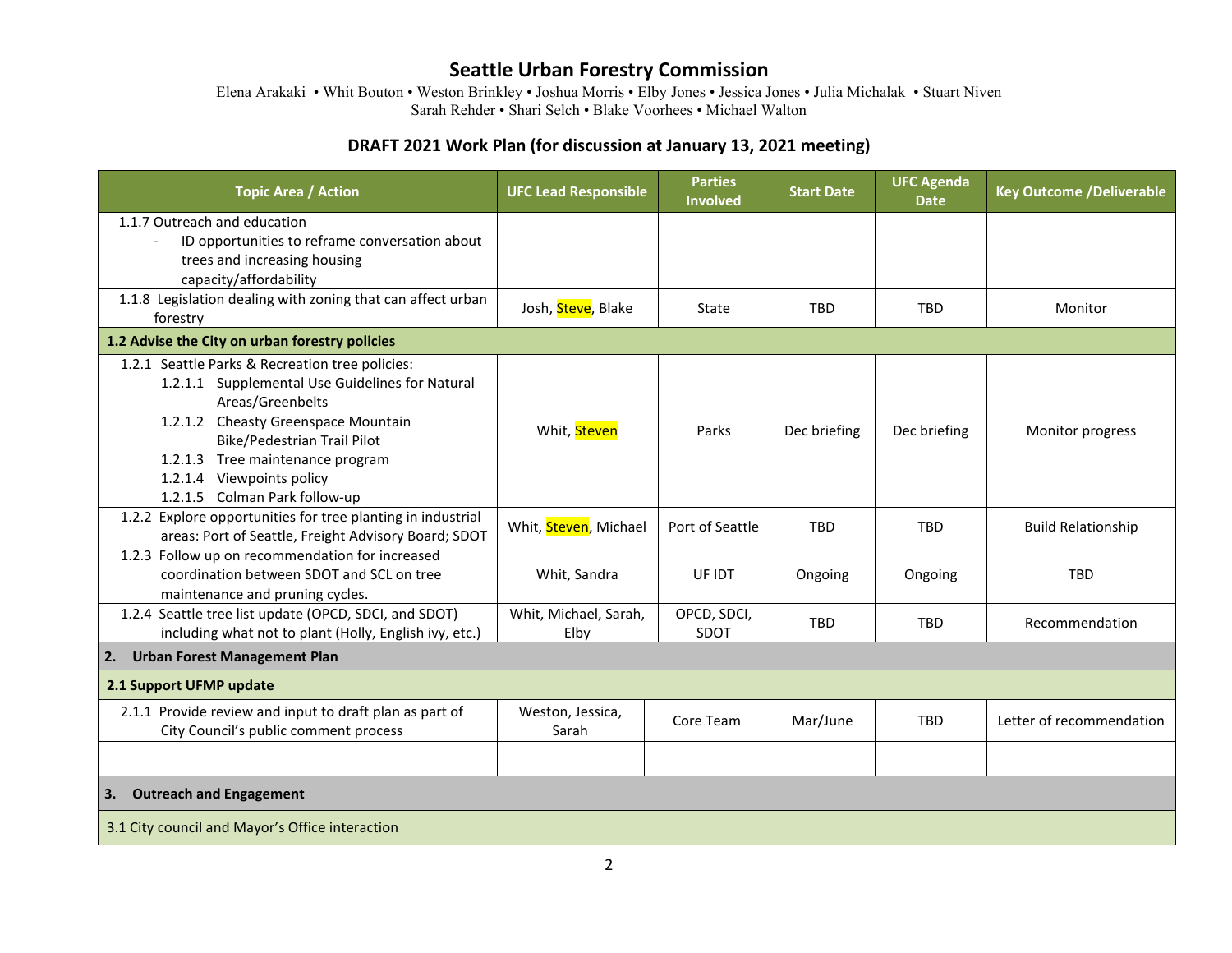# Seattle Urban Forestry Commission

Elena Arakaki • Whit Bouton • Weston Brinkley • Joshua Morris • Elby Jones • Jessica Jones • Julia Michalak • Stuart Niven
Sarah Rehder • Shari Selch • Blake Voorhees • Michael Walton

## DRAFT 2021 Work Plan (for discussion at January 13, 2021 meeting)

| Topic Area / Action | UFC Lead Responsible | Parties Involved | Start Date | UFC Agenda Date | Key Outcome /Deliverable |
|---|---|---|---|---|---|
| 1.1.7 Outreach and education<br>- ID opportunities to reframe conversation about trees and increasing housing capacity/affordability | | | | | |
| 1.1.8 Legislation dealing with zoning that can affect urban forestry | Josh, Steve, Blake | State | TBD | TBD | Monitor |
| **1.2 Advise the City on urban forestry policies** | | | | | |
| 1.2.1 Seattle Parks & Recreation tree policies:<br>1.2.1.1 Supplemental Use Guidelines for Natural Areas/Greenbelts<br>1.2.1.2 Cheasty Greenspace Mountain Bike/Pedestrian Trail Pilot<br>1.2.1.3 Tree maintenance program<br>1.2.1.4 Viewpoints policy<br>1.2.1.5 Colman Park follow-up | Whit, Steven | Parks | Dec briefing | Dec briefing | Monitor progress |
| 1.2.2 Explore opportunities for tree planting in industrial areas: Port of Seattle, Freight Advisory Board; SDOT | Whit, Steven, Michael | Port of Seattle | TBD | TBD | Build Relationship |
| 1.2.3 Follow up on recommendation for increased coordination between SDOT and SCL on tree maintenance and pruning cycles. | Whit, Sandra | UF IDT | Ongoing | Ongoing | TBD |
| 1.2.4 Seattle tree list update (OPCD, SDCI, and SDOT) including what not to plant (Holly, English ivy, etc.) | Whit, Michael, Sarah, Elby | OPCD, SDCI, SDOT | TBD | TBD | Recommendation |
| **2. Urban Forest Management Plan** | | | | | |
| **2.1 Support UFMP update** | | | | | |
| 2.1.1 Provide review and input to draft plan as part of City Council's public comment process | Weston, Jessica, Sarah | Core Team | Mar/June | TBD | Letter of recommendation |
| | | | | | |
| **3. Outreach and Engagement** | | | | | |
| 3.1 City council and Mayor's Office interaction | | | | | |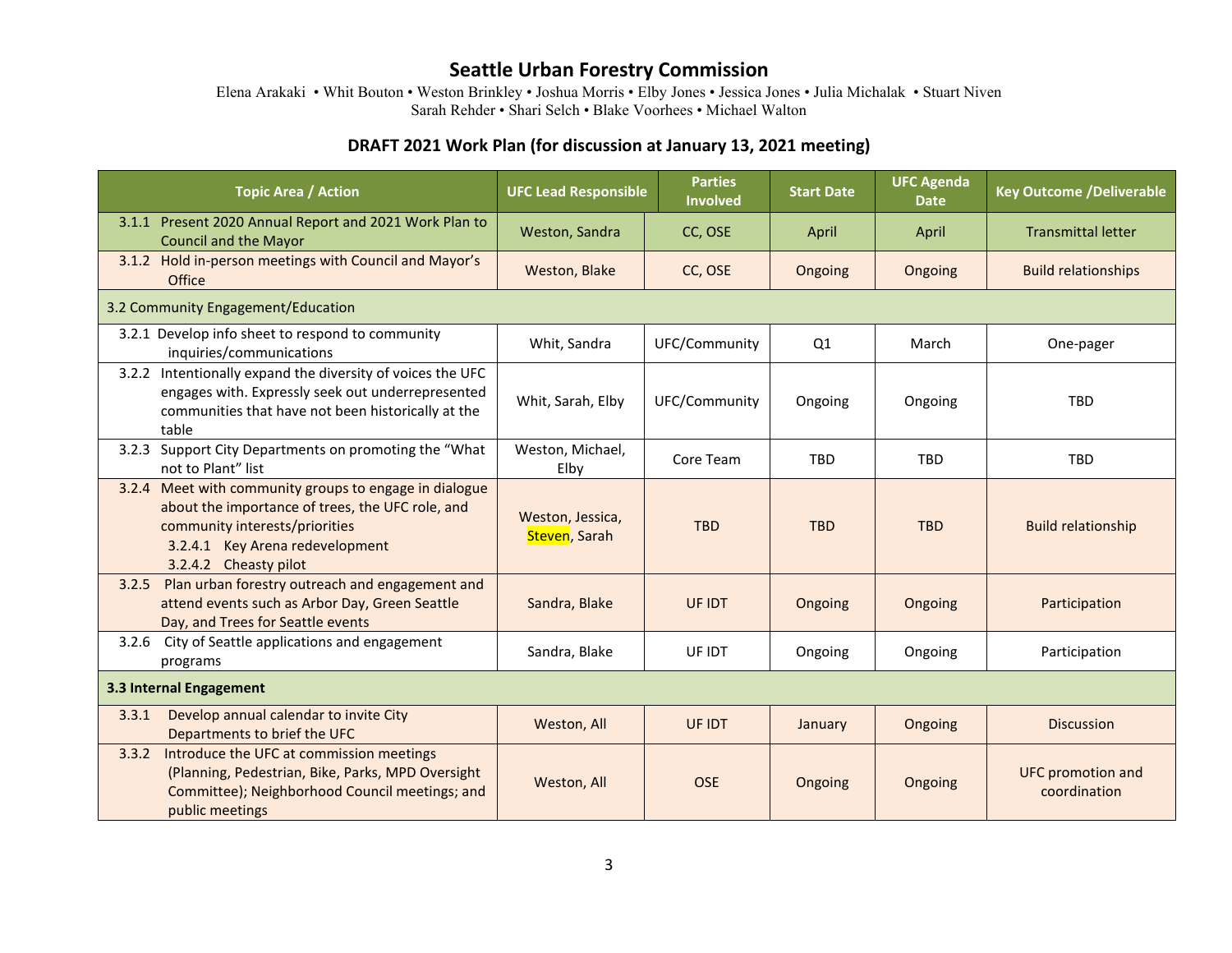# Seattle Urban Forestry Commission

Elena Arakaki • Whit Bouton • Weston Brinkley • Joshua Morris • Elby Jones • Jessica Jones • Julia Michalak • Stuart Niven
Sarah Rehder • Shari Selch • Blake Voorhees • Michael Walton

## DRAFT 2021 Work Plan (for discussion at January 13, 2021 meeting)

| Topic Area / Action | UFC Lead Responsible | Parties Involved | Start Date | UFC Agenda Date | Key Outcome /Deliverable |
|---|---|---|---|---|---|
| 3.1.1 Present 2020 Annual Report and 2021 Work Plan to Council and the Mayor | Weston, Sandra | CC, OSE | April | April | Transmittal letter |
| 3.1.2 Hold in-person meetings with Council and Mayor's Office | Weston, Blake | CC, OSE | Ongoing | Ongoing | Build relationships |
| 3.2 Community Engagement/Education | | | | | |
| 3.2.1 Develop info sheet to respond to community inquiries/communications | Whit, Sandra | UFC/Community | Q1 | March | One-pager |
| 3.2.2 Intentionally expand the diversity of voices the UFC engages with. Expressly seek out underrepresented communities that have not been historically at the table | Whit, Sarah, Elby | UFC/Community | Ongoing | Ongoing | TBD |
| 3.2.3 Support City Departments on promoting the "What not to Plant" list | Weston, Michael, Elby | Core Team | TBD | TBD | TBD |
| 3.2.4 Meet with community groups to engage in dialogue about the importance of trees, the UFC role, and community interests/priorities<br>3.2.4.1 Key Arena redevelopment<br>3.2.4.2 Cheasty pilot | Weston, Jessica, Steven, Sarah | TBD | TBD | TBD | Build relationship |
| 3.2.5 Plan urban forestry outreach and engagement and attend events such as Arbor Day, Green Seattle Day, and Trees for Seattle events | Sandra, Blake | UF IDT | Ongoing | Ongoing | Participation |
| 3.2.6 City of Seattle applications and engagement programs | Sandra, Blake | UF IDT | Ongoing | Ongoing | Participation |
| **3.3 Internal Engagement** | | | | | |
| 3.3.1 Develop annual calendar to invite City Departments to brief the UFC | Weston, All | UF IDT | January | Ongoing | Discussion |
| 3.3.2 Introduce the UFC at commission meetings (Planning, Pedestrian, Bike, Parks, MPD Oversight Committee); Neighborhood Council meetings; and public meetings | Weston, All | OSE | Ongoing | Ongoing | UFC promotion and coordination |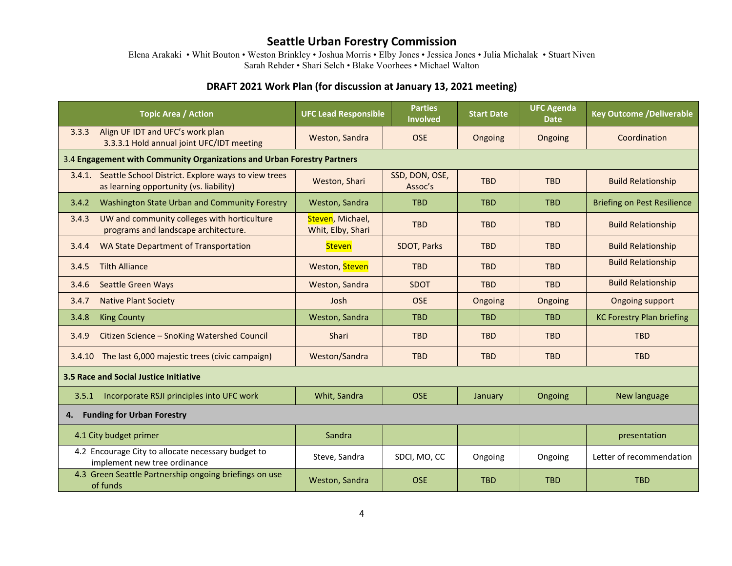# Seattle Urban Forestry Commission

Elena Arakaki • Whit Bouton • Weston Brinkley • Joshua Morris • Elby Jones • Jessica Jones • Julia Michalak • Stuart Niven
Sarah Rehder • Shari Selch • Blake Voorhees • Michael Walton

## DRAFT 2021 Work Plan (for discussion at January 13, 2021 meeting)

| Topic Area / Action | UFC Lead Responsible | Parties Involved | Start Date | UFC Agenda Date | Key Outcome /Deliverable |
|---|---|---|---|---|---|
| 3.3.3 Align UF IDT and UFC's work plan<br>3.3.3.1 Hold annual joint UFC/IDT meeting | Weston, Sandra | OSE | Ongoing | Ongoing | Coordination |
| **3.4 Engagement with Community Organizations and Urban Forestry Partners** | | | | | |
| 3.4.1. Seattle School District. Explore ways to view trees as learning opportunity (vs. liability) | Weston, Shari | SSD, DON, OSE, Assoc's | TBD | TBD | Build Relationship |
| 3.4.2 Washington State Urban and Community Forestry | Weston, Sandra | TBD | TBD | TBD | Briefing on Pest Resilience |
| 3.4.3 UW and community colleges with horticulture programs and landscape architecture. | Steven, Michael, Whit, Elby, Shari | TBD | TBD | TBD | Build Relationship |
| 3.4.4 WA State Department of Transportation | Steven | SDOT, Parks | TBD | TBD | Build Relationship |
| 3.4.5 Tilth Alliance | Weston, Steven | TBD | TBD | TBD | Build Relationship |
| 3.4.6 Seattle Green Ways | Weston, Sandra | SDOT | TBD | TBD | Build Relationship |
| 3.4.7 Native Plant Society | Josh | OSE | Ongoing | Ongoing | Ongoing support |
| 3.4.8 King County | Weston, Sandra | TBD | TBD | TBD | KC Forestry Plan briefing |
| 3.4.9 Citizen Science – SnoKing Watershed Council | Shari | TBD | TBD | TBD | TBD |
| 3.4.10 The last 6,000 majestic trees (civic campaign) | Weston/Sandra | TBD | TBD | TBD | TBD |
| **3.5 Race and Social Justice Initiative** | | | | | |
| 3.5.1 Incorporate RSJI principles into UFC work | Whit, Sandra | OSE | January | Ongoing | New language |
| **4. Funding for Urban Forestry** | | | | | |
| 4.1 City budget primer | Sandra | | | | presentation |
| 4.2 Encourage City to allocate necessary budget to implement new tree ordinance | Steve, Sandra | SDCI, MO, CC | Ongoing | Ongoing | Letter of recommendation |
| 4.3 Green Seattle Partnership ongoing briefings on use of funds | Weston, Sandra | OSE | TBD | TBD | TBD |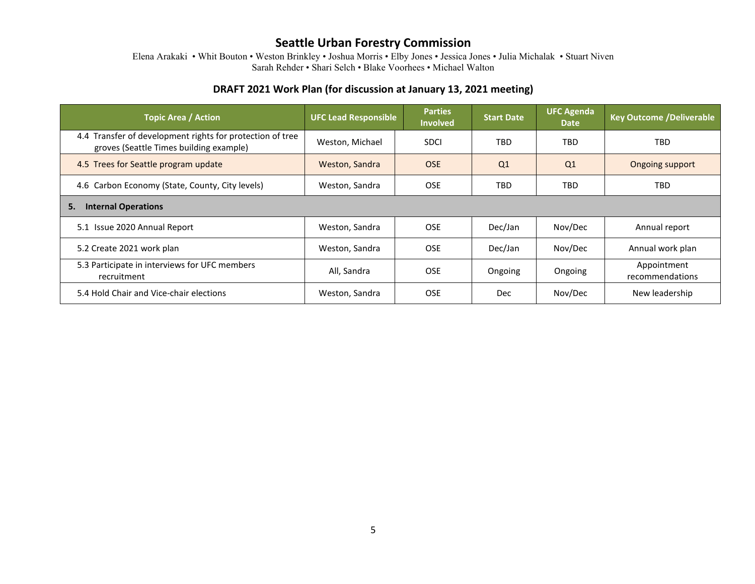# Seattle Urban Forestry Commission

Elena Arakaki • Whit Bouton • Weston Brinkley • Joshua Morris • Elby Jones • Jessica Jones • Julia Michalak • Stuart Niven
Sarah Rehder • Shari Selch • Blake Voorhees • Michael Walton

## DRAFT 2021 Work Plan (for discussion at January 13, 2021 meeting)

| Topic Area / Action | UFC Lead Responsible | Parties Involved | Start Date | UFC Agenda Date | Key Outcome /Deliverable |
|---|---|---|---|---|---|
| 4.4 Transfer of development rights for protection of tree groves (Seattle Times building example) | Weston, Michael | SDCI | TBD | TBD | TBD |
| 4.5 Trees for Seattle program update | Weston, Sandra | OSE | Q1 | Q1 | Ongoing support |
| 4.6 Carbon Economy (State, County, City levels) | Weston, Sandra | OSE | TBD | TBD | TBD |
| **5. Internal Operations** | | | | | |
| 5.1 Issue 2020 Annual Report | Weston, Sandra | OSE | Dec/Jan | Nov/Dec | Annual report |
| 5.2 Create 2021 work plan | Weston, Sandra | OSE | Dec/Jan | Nov/Dec | Annual work plan |
| 5.3 Participate in interviews for UFC members recruitment | All, Sandra | OSE | Ongoing | Ongoing | Appointment recommendations |
| 5.4 Hold Chair and Vice-chair elections | Weston, Sandra | OSE | Dec | Nov/Dec | New leadership |